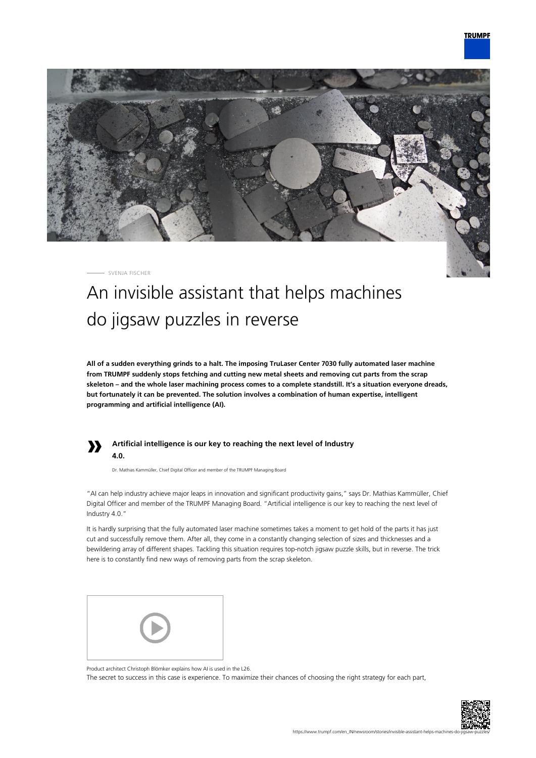SVENJA FISCHER

# An invisible assistant that helps machines do jigsaw puzzles in reverse

**All of a sudden everything grinds to a halt. The imposing TruLaser Center 7030 fully automated laser machine from TRUMPF suddenly stops fetching and cutting new metal sheets and removing cut parts from the scrap skeleton – and the whole laser machining process comes to a complete standstill. It's a situation everyone dreads, but fortunately it can be prevented. The solution involves a combination of human expertise, intelligent programming and artificial intelligence (AI).**

> **Artificial intelligence is our key to reaching the next level of Industry 4.0.**
>
> Dr. Mathias Kammüller, Chief Digital Officer and member of the TRUMPF Managing Board

"AI can help industry achieve major leaps in innovation and significant productivity gains," says Dr. Mathias Kammüller, Chief Digital Officer and member of the TRUMPF Managing Board. "Artificial intelligence is our key to reaching the next level of Industry 4.0."

It is hardly surprising that the fully automated laser machine sometimes takes a moment to get hold of the parts it has just cut and successfully remove them. After all, they come in a constantly changing selection of sizes and thicknesses and a bewildering array of different shapes. Tackling this situation requires top-notch jigsaw puzzle skills, but in reverse. The trick here is to constantly find new ways of removing parts from the scrap skeleton.

Product architect Christoph Blömker explains how AI is used in the L26.

The secret to success in this case is experience. To maximize their chances of choosing the right strategy for each part,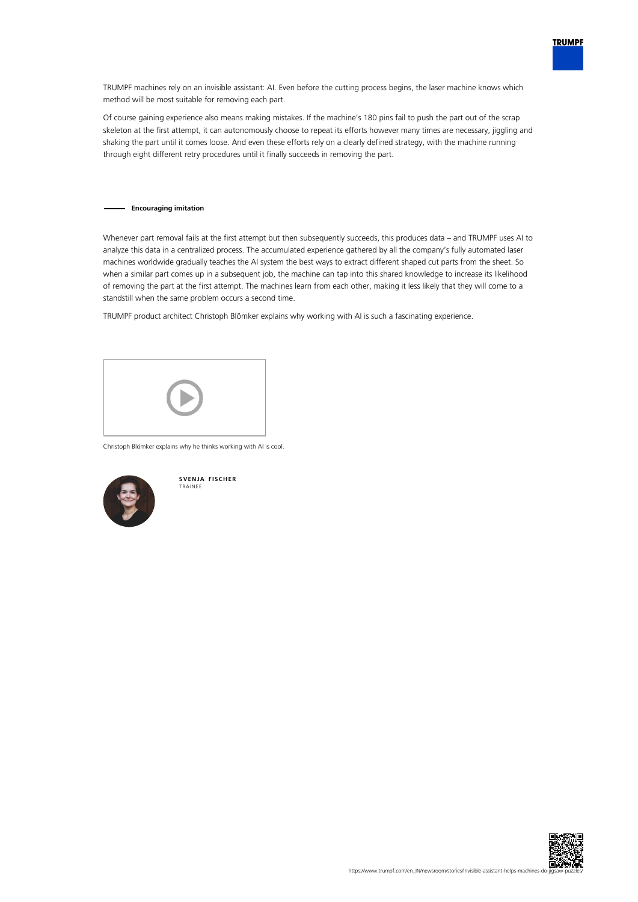TRUMPF machines rely on an invisible assistant: AI. Even before the cutting process begins, the laser machine knows which method will be most suitable for removing each part.

Of course gaining experience also means making mistakes. If the machine's 180 pins fail to push the part out of the scrap skeleton at the first attempt, it can autonomously choose to repeat its efforts however many times are necessary, jiggling and shaking the part until it comes loose. And even these efforts rely on a clearly defined strategy, with the machine running through eight different retry procedures until it finally succeeds in removing the part.

### Encouraging imitation

Whenever part removal fails at the first attempt but then subsequently succeeds, this produces data – and TRUMPF uses AI to analyze this data in a centralized process. The accumulated experience gathered by all the company's fully automated laser machines worldwide gradually teaches the AI system the best ways to extract different shaped cut parts from the sheet. So when a similar part comes up in a subsequent job, the machine can tap into this shared knowledge to increase its likelihood of removing the part at the first attempt. The machines learn from each other, making it less likely that they will come to a standstill when the same problem occurs a second time.

TRUMPF product architect Christoph Blömker explains why working with AI is such a fascinating experience.

Christoph Blömker explains why he thinks working with AI is cool.

**SVENJA FISCHER**
TRAINEE